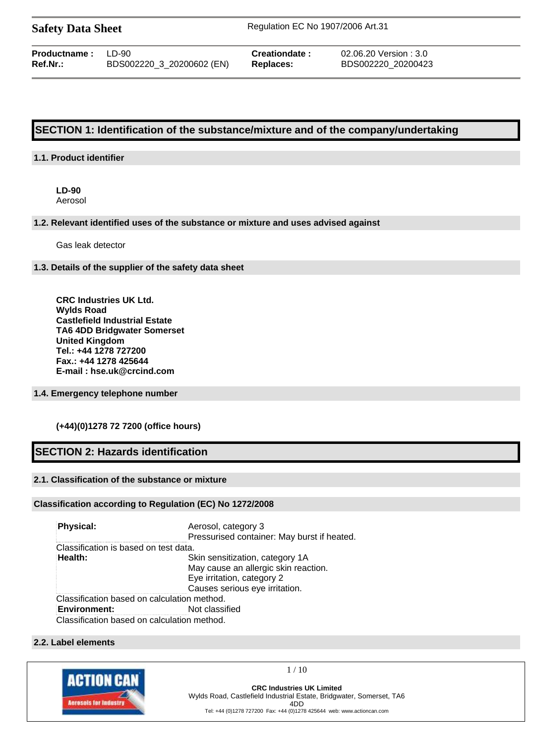# Safety Data Sheet

Regulation EC No 1907/2006 Art.31

| | | | |
|---|---|---|---|
| **Productname :** | LD-90 | **Creationdate :** | 02.06.20 Version : 3.0 |
| **Ref.Nr.:** | BDS002220_3_20200602 (EN) | **Replaces:** | BDS002220_20200423 |

## SECTION 1: Identification of the substance/mixture and of the company/undertaking

### 1.1. Product identifier

**LD-90**
Aerosol

### 1.2. Relevant identified uses of the substance or mixture and uses advised against

Gas leak detector

### 1.3. Details of the supplier of the safety data sheet

**CRC Industries UK Ltd.**
**Wylds Road**
**Castlefield Industrial Estate**
**TA6 4DD Bridgwater Somerset**
**United Kingdom**
**Tel.: +44 1278 727200**
**Fax.: +44 1278 425644**
**E-mail : hse.uk@crcind.com**

### 1.4. Emergency telephone number

**(+44)(0)1278 72 7200 (office hours)**

## SECTION 2: Hazards identification

### 2.1. Classification of the substance or mixture

### Classification according to Regulation (EC) No 1272/2008

| | |
|---|---|
| **Physical:** | Aerosol, category 3<br>Pressurised container: May burst if heated. |

Classification is based on test data.

| | |
|---|---|
| **Health:** | Skin sensitization, category 1A<br>May cause an allergic skin reaction.<br>Eye irritation, category 2<br>Causes serious eye irritation. |

Classification based on calculation method.

| | |
|---|---|
| **Environment:** | Not classified |

Classification based on calculation method.

### 2.2. Label elements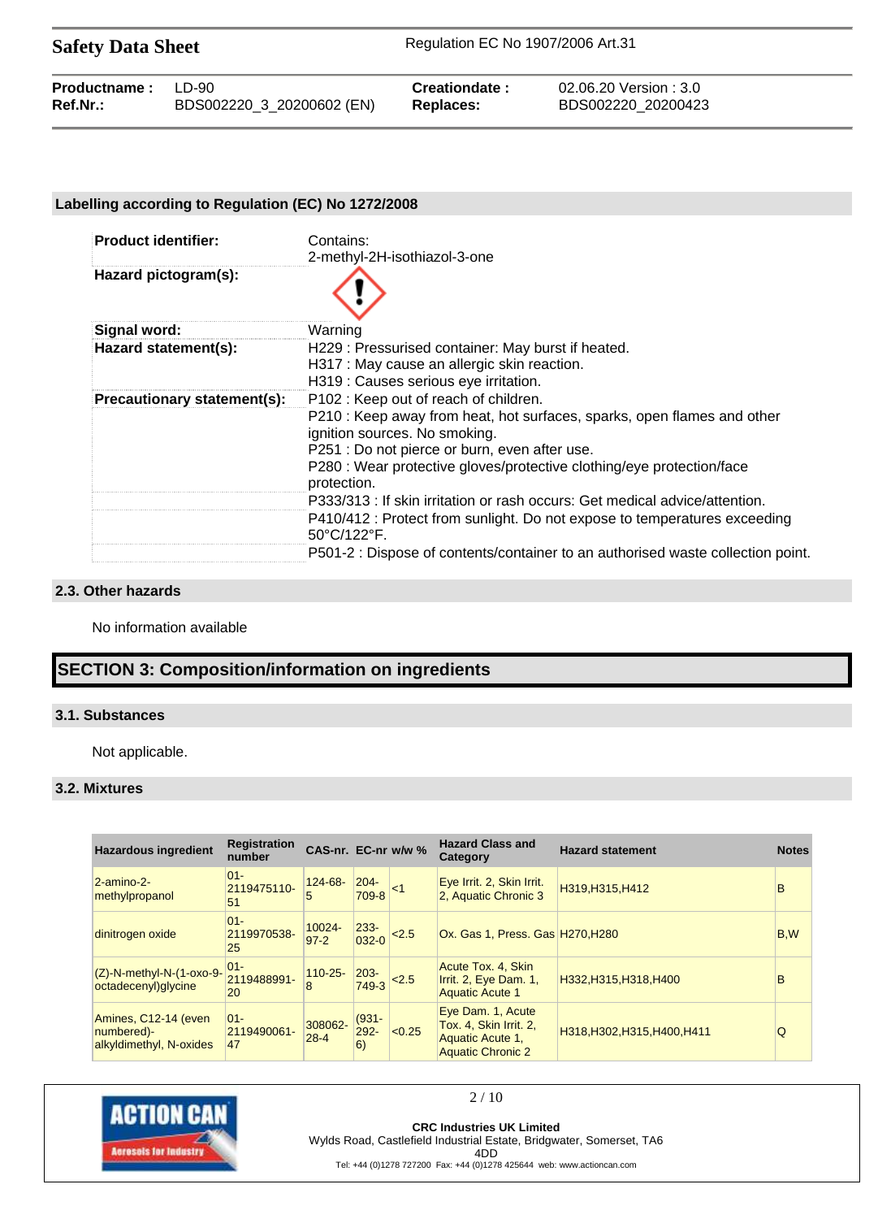## Labelling according to Regulation (EC) No 1272/2008

| | |
|---|---|
| **Product identifier:** | Contains:<br>2-methyl-2H-isothiazol-3-one |
| **Hazard pictogram(s):** | |
| **Signal word:** | Warning |
| **Hazard statement(s):** | H229 : Pressurised container: May burst if heated.<br>H317 : May cause an allergic skin reaction.<br>H319 : Causes serious eye irritation. |
| **Precautionary statement(s):** | P102 : Keep out of reach of children.<br>P210 : Keep away from heat, hot surfaces, sparks, open flames and other ignition sources. No smoking.<br>P251 : Do not pierce or burn, even after use.<br>P280 : Wear protective gloves/protective clothing/eye protection/face protection. |
| | P333/313 : If skin irritation or rash occurs: Get medical advice/attention. |
| | P410/412 : Protect from sunlight. Do not expose to temperatures exceeding 50°C/122°F. |
| | P501-2 : Dispose of contents/container to an authorised waste collection point. |

## 2.3. Other hazards

No information available

# SECTION 3: Composition/information on ingredients

## 3.1. Substances

Not applicable.

## 3.2. Mixtures

| Hazardous ingredient | Registration number | CAS-nr. | EC-nr | w/w % | Hazard Class and Category | Hazard statement | Notes |
|---|---|---|---|---|---|---|---|
| 2-amino-2-methylpropanol | 01-2119475110-51 | 124-68-5 | 204-709-8 | <1 | Eye Irrit. 2, Skin Irrit. 2, Aquatic Chronic 3 | H319,H315,H412 | B |
| dinitrogen oxide | 01-2119970538-25 | 10024-97-2 | 233-032-0 | <2.5 | Ox. Gas 1, Press. Gas | H270,H280 | B,W |
| (Z)-N-methyl-N-(1-oxo-9-octadecenyl)glycine | 01-2119488991-20 | 110-25-8 | 203-749-3 | <2.5 | Acute Tox. 4, Skin Irrit. 2, Eye Dam. 1, Aquatic Acute 1 | H332,H315,H318,H400 | B |
| Amines, C12-14 (even numbered)-alkyldimethyl, N-oxides | 01-2119490061-47 | 308062-28-4 | (931-292-6) | <0.25 | Eye Dam. 1, Acute Tox. 4, Skin Irrit. 2, Aquatic Acute 1, Aquatic Chronic 2 | H318,H302,H315,H400,H411 | Q |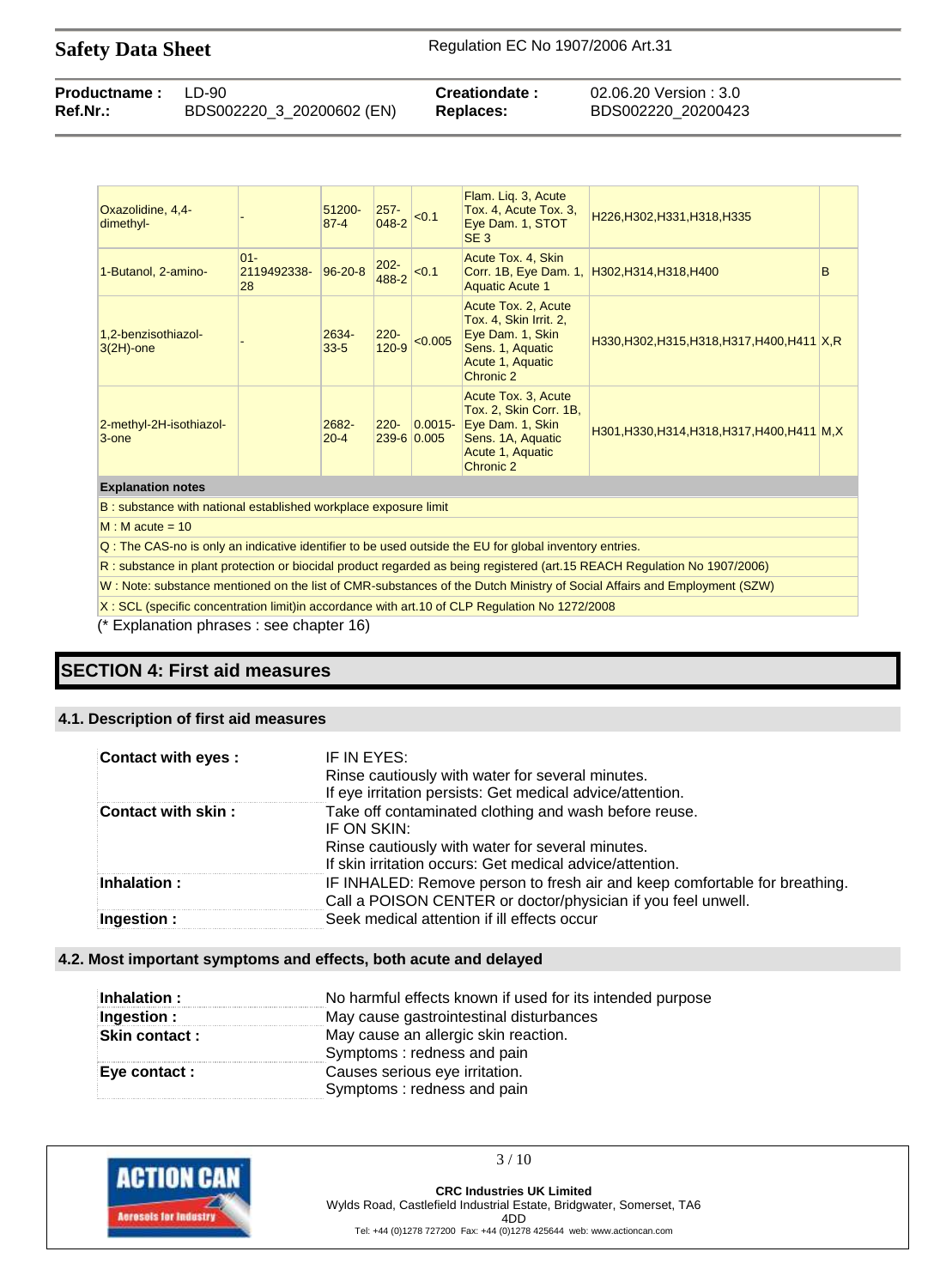| | | | | | | | |
|---|---|---|---|---|---|---|---|
| Oxazolidine, 4,4-dimethyl- | - | 51200-87-4 | 257-048-2 | <0.1 | Flam. Liq. 3, Acute Tox. 4, Acute Tox. 3, Eye Dam. 1, STOT SE 3 | H226,H302,H331,H318,H335 | |
| 1-Butanol, 2-amino- | 01-2119492338-28 | 96-20-8 | 202-488-2 | <0.1 | Acute Tox. 4, Skin Corr. 1B, Eye Dam. 1, Aquatic Acute 1 | H302,H314,H318,H400 | B |
| 1,2-benzisothiazol-3(2H)-one | - | 2634-33-5 | 220-120-9 | <0.005 | Acute Tox. 2, Acute Tox. 4, Skin Irrit. 2, Eye Dam. 1, Skin Sens. 1, Aquatic Acute 1, Aquatic Chronic 2 | H330,H302,H315,H318,H317,H400,H411 | X,R |
| 2-methyl-2H-isothiazol-3-one | | 2682-20-4 | 220-239-6 | 0.0015-0.005 | Acute Tox. 3, Acute Tox. 2, Skin Corr. 1B, Eye Dam. 1, Skin Sens. 1A, Aquatic Acute 1, Aquatic Chronic 2 | H301,H330,H314,H318,H317,H400,H411 | M,X |

**Explanation notes**

B : substance with national established workplace exposure limit

M : M acute = 10

Q : The CAS-no is only an indicative identifier to be used outside the EU for global inventory entries.

R : substance in plant protection or biocidal product regarded as being registered (art.15 REACH Regulation No 1907/2006)

W : Note: substance mentioned on the list of CMR-substances of the Dutch Ministry of Social Affairs and Employment (SZW)

X : SCL (specific concentration limit)in accordance with art.10 of CLP Regulation No 1272/2008

(* Explanation phrases : see chapter 16)

## SECTION 4: First aid measures

### 4.1. Description of first aid measures

| | |
|---|---|
| **Contact with eyes :** | IF IN EYES:<br>Rinse cautiously with water for several minutes.<br>If eye irritation persists: Get medical advice/attention. |
| **Contact with skin :** | Take off contaminated clothing and wash before reuse.<br>IF ON SKIN:<br>Rinse cautiously with water for several minutes.<br>If skin irritation occurs: Get medical advice/attention. |
| **Inhalation :** | IF INHALED: Remove person to fresh air and keep comfortable for breathing.<br>Call a POISON CENTER or doctor/physician if you feel unwell. |
| **Ingestion :** | Seek medical attention if ill effects occur |

### 4.2. Most important symptoms and effects, both acute and delayed

| | |
|---|---|
| **Inhalation :** | No harmful effects known if used for its intended purpose |
| **Ingestion :** | May cause gastrointestinal disturbances |
| **Skin contact :** | May cause an allergic skin reaction.<br>Symptoms : redness and pain |
| **Eye contact :** | Causes serious eye irritation.<br>Symptoms : redness and pain |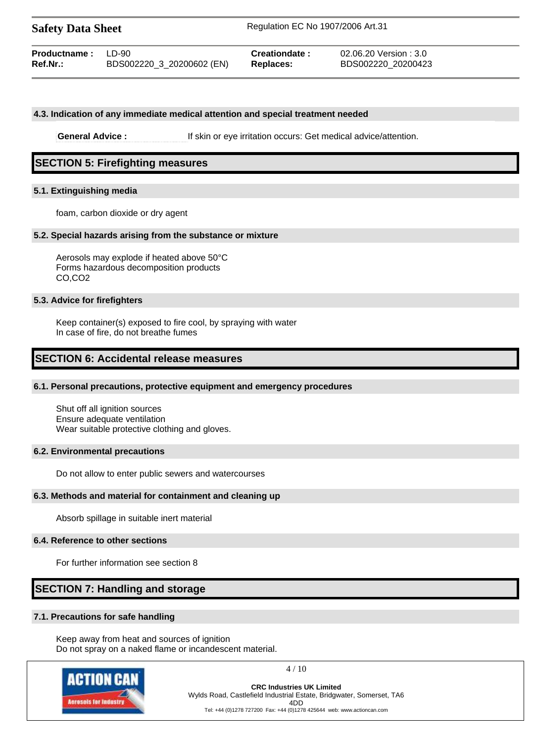### 4.3. Indication of any immediate medical attention and special treatment needed

**General Advice :** If skin or eye irritation occurs: Get medical advice/attention.

## SECTION 5: Firefighting measures

### 5.1. Extinguishing media

foam, carbon dioxide or dry agent

### 5.2. Special hazards arising from the substance or mixture

Aerosols may explode if heated above 50°C
Forms hazardous decomposition products
CO,CO2

### 5.3. Advice for firefighters

Keep container(s) exposed to fire cool, by spraying with water
In case of fire, do not breathe fumes

## SECTION 6: Accidental release measures

### 6.1. Personal precautions, protective equipment and emergency procedures

Shut off all ignition sources
Ensure adequate ventilation
Wear suitable protective clothing and gloves.

### 6.2. Environmental precautions

Do not allow to enter public sewers and watercourses

### 6.3. Methods and material for containment and cleaning up

Absorb spillage in suitable inert material

### 6.4. Reference to other sections

For further information see section 8

## SECTION 7: Handling and storage

### 7.1. Precautions for safe handling

Keep away from heat and sources of ignition
Do not spray on a naked flame or incandescent material.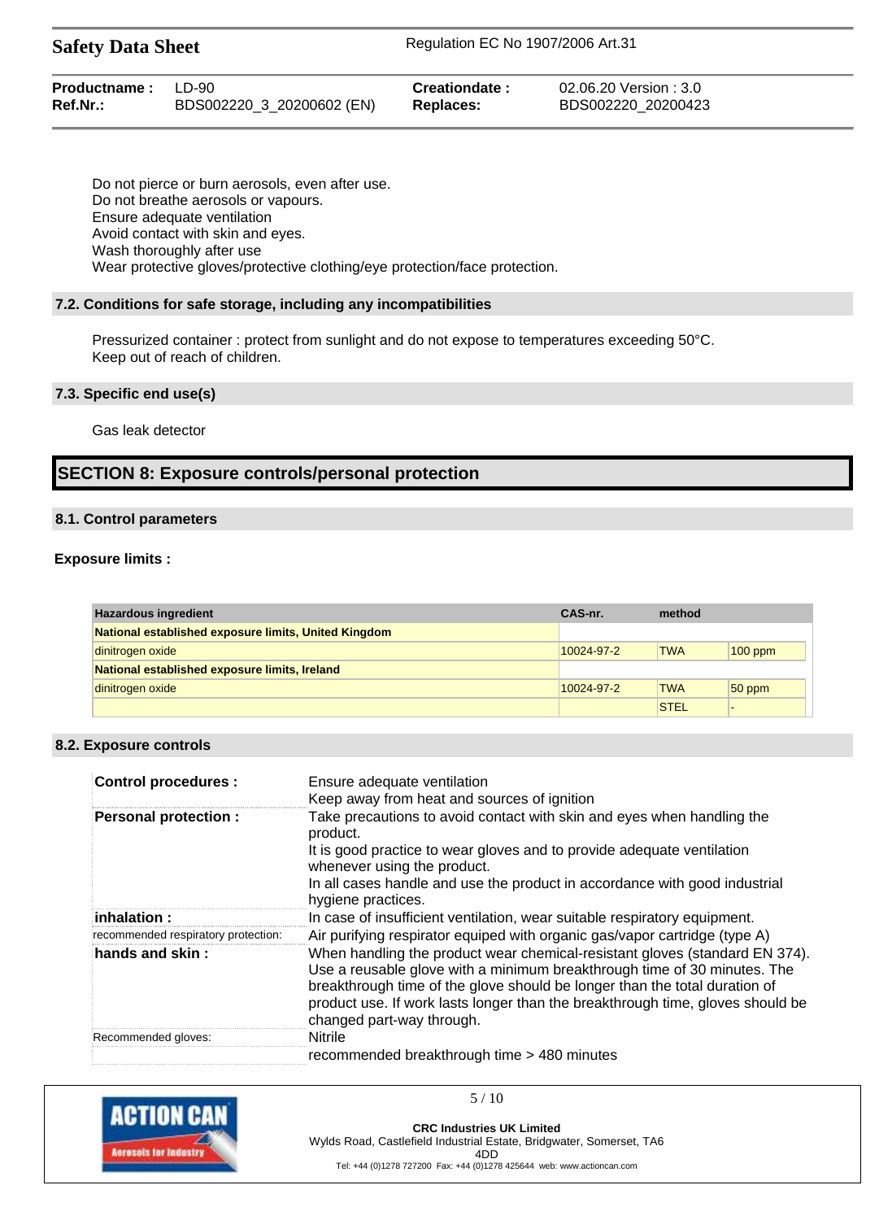Do not pierce or burn aerosols, even after use.
Do not breathe aerosols or vapours.
Ensure adequate ventilation
Avoid contact with skin and eyes.
Wash thoroughly after use
Wear protective gloves/protective clothing/eye protection/face protection.

### 7.2. Conditions for safe storage, including any incompatibilities

Pressurized container : protect from sunlight and do not expose to temperatures exceeding 50°C.
Keep out of reach of children.

### 7.3. Specific end use(s)

Gas leak detector

## SECTION 8: Exposure controls/personal protection

### 8.1. Control parameters

**Exposure limits :**

| Hazardous ingredient | CAS-nr. | method | |
|---|---|---|---|
| **National established exposure limits, United Kingdom** | | | |
| dinitrogen oxide | 10024-97-2 | TWA | 100 ppm |
| **National established exposure limits, Ireland** | | | |
| dinitrogen oxide | 10024-97-2 | TWA | 50 ppm |
| | | STEL | - |

### 8.2. Exposure controls

| | |
|---|---|
| **Control procedures :** | Ensure adequate ventilation<br>Keep away from heat and sources of ignition |
| **Personal protection :** | Take precautions to avoid contact with skin and eyes when handling the product.<br>It is good practice to wear gloves and to provide adequate ventilation whenever using the product.<br>In all cases handle and use the product in accordance with good industrial hygiene practices. |
| **inhalation :** | In case of insufficient ventilation, wear suitable respiratory equipment. |
| recommended respiratory protection: | Air purifying respirator equiped with organic gas/vapor cartridge (type A) |
| **hands and skin :** | When handling the product wear chemical-resistant gloves (standard EN 374). Use a reusable glove with a minimum breakthrough time of 30 minutes. The breakthrough time of the glove should be longer than the total duration of product use. If work lasts longer than the breakthrough time, gloves should be changed part-way through. |
| Recommended gloves: | Nitrile |
| | recommended breakthrough time > 480 minutes |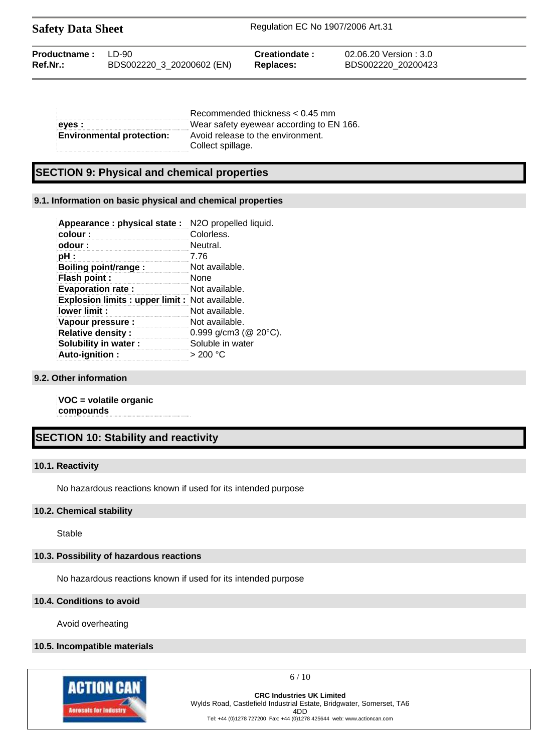| | |
|---|---|
| | Recommended thickness < 0.45 mm |
| **eyes :** | Wear safety eyewear according to EN 166. |
| **Environmental protection:** | Avoid release to the environment. Collect spillage. |

## SECTION 9: Physical and chemical properties

### 9.1. Information on basic physical and chemical properties

| | |
|---|---|
| **Appearance : physical state :** | $N_2O$ propelled liquid. |
| **colour :** | Colorless. |
| **odour :** | Neutral. |
| **pH :** | 7.76 |
| **Boiling point/range :** | Not available. |
| **Flash point :** | None |
| **Evaporation rate :** | Not available. |
| **Explosion limits : upper limit :** | Not available. |
| **lower limit :** | Not available. |
| **Vapour pressure :** | Not available. |
| **Relative density :** | 0.999 g/cm3 (@ 20°C). |
| **Solubility in water :** | Soluble in water |
| **Auto-ignition :** | > 200 °C |

### 9.2. Other information

**VOC = volatile organic compounds**

## SECTION 10: Stability and reactivity

### 10.1. Reactivity

No hazardous reactions known if used for its intended purpose

### 10.2. Chemical stability

Stable

### 10.3. Possibility of hazardous reactions

No hazardous reactions known if used for its intended purpose

### 10.4. Conditions to avoid

Avoid overheating

### 10.5. Incompatible materials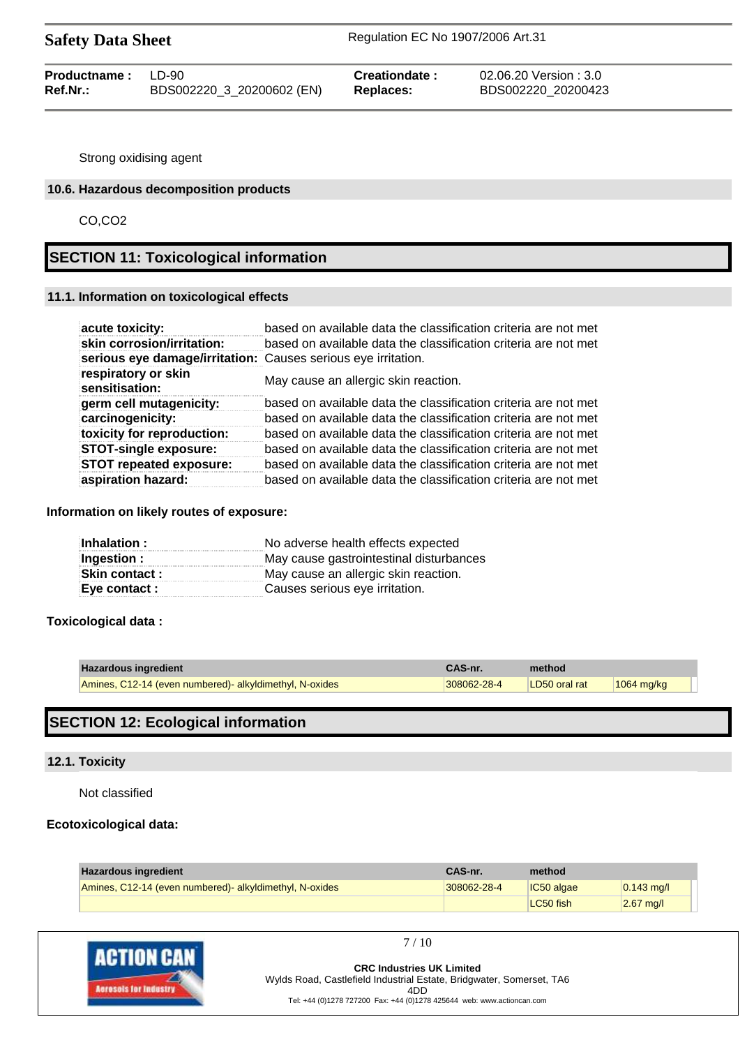Strong oxidising agent

### 10.6. Hazardous decomposition products

CO,CO2

## SECTION 11: Toxicological information

### 11.1. Information on toxicological effects

| | |
|---|---|
| **acute toxicity:** | based on available data the classification criteria are not met |
| **skin corrosion/irritation:** | based on available data the classification criteria are not met |
| **serious eye damage/irritation:** | Causes serious eye irritation. |
| **respiratory or skin sensitisation:** | May cause an allergic skin reaction. |
| **germ cell mutagenicity:** | based on available data the classification criteria are not met |
| **carcinogenicity:** | based on available data the classification criteria are not met |
| **toxicity for reproduction:** | based on available data the classification criteria are not met |
| **STOT-single exposure:** | based on available data the classification criteria are not met |
| **STOT repeated exposure:** | based on available data the classification criteria are not met |
| **aspiration hazard:** | based on available data the classification criteria are not met |

**Information on likely routes of exposure:**

| | |
|---|---|
| **Inhalation :** | No adverse health effects expected |
| **Ingestion :** | May cause gastrointestinal disturbances |
| **Skin contact :** | May cause an allergic skin reaction. |
| **Eye contact :** | Causes serious eye irritation. |

**Toxicological data :**

| Hazardous ingredient | CAS-nr. | method | |
|---|---|---|---|
| Amines, C12-14 (even numbered)- alkyldimethyl, N-oxides | 308062-28-4 | LD50 oral rat | 1064 mg/kg |

## SECTION 12: Ecological information

### 12.1. Toxicity

Not classified

**Ecotoxicological data:**

| Hazardous ingredient | CAS-nr. | method | |
|---|---|---|---|
| Amines, C12-14 (even numbered)- alkyldimethyl, N-oxides | 308062-28-4 | IC50 algae | 0.143 mg/l |
| | | LC50 fish | 2.67 mg/l |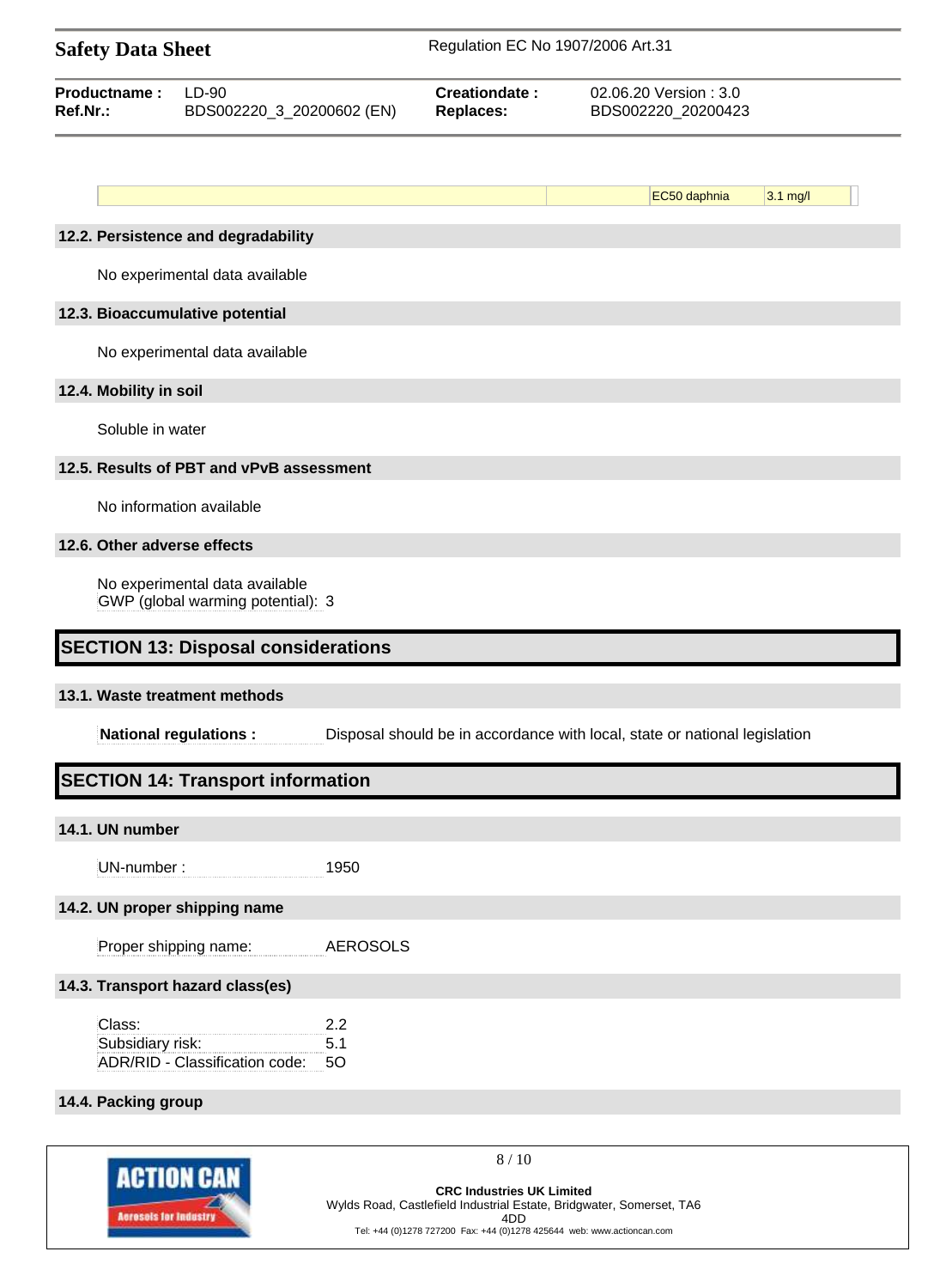| | | EC50 daphnia | 3.1 mg/l |
|---|---|---|---|

### 12.2. Persistence and degradability

No experimental data available

### 12.3. Bioaccumulative potential

No experimental data available

### 12.4. Mobility in soil

Soluble in water

### 12.5. Results of PBT and vPvB assessment

No information available

### 12.6. Other adverse effects

No experimental data available
GWP (global warming potential): 3

## SECTION 13: Disposal considerations

### 13.1. Waste treatment methods

**National regulations :** Disposal should be in accordance with local, state or national legislation

## SECTION 14: Transport information

### 14.1. UN number

UN-number : 1950

### 14.2. UN proper shipping name

Proper shipping name: AEROSOLS

### 14.3. Transport hazard class(es)

Class: 2.2
Subsidiary risk: 5.1
ADR/RID - Classification code: 5O

### 14.4. Packing group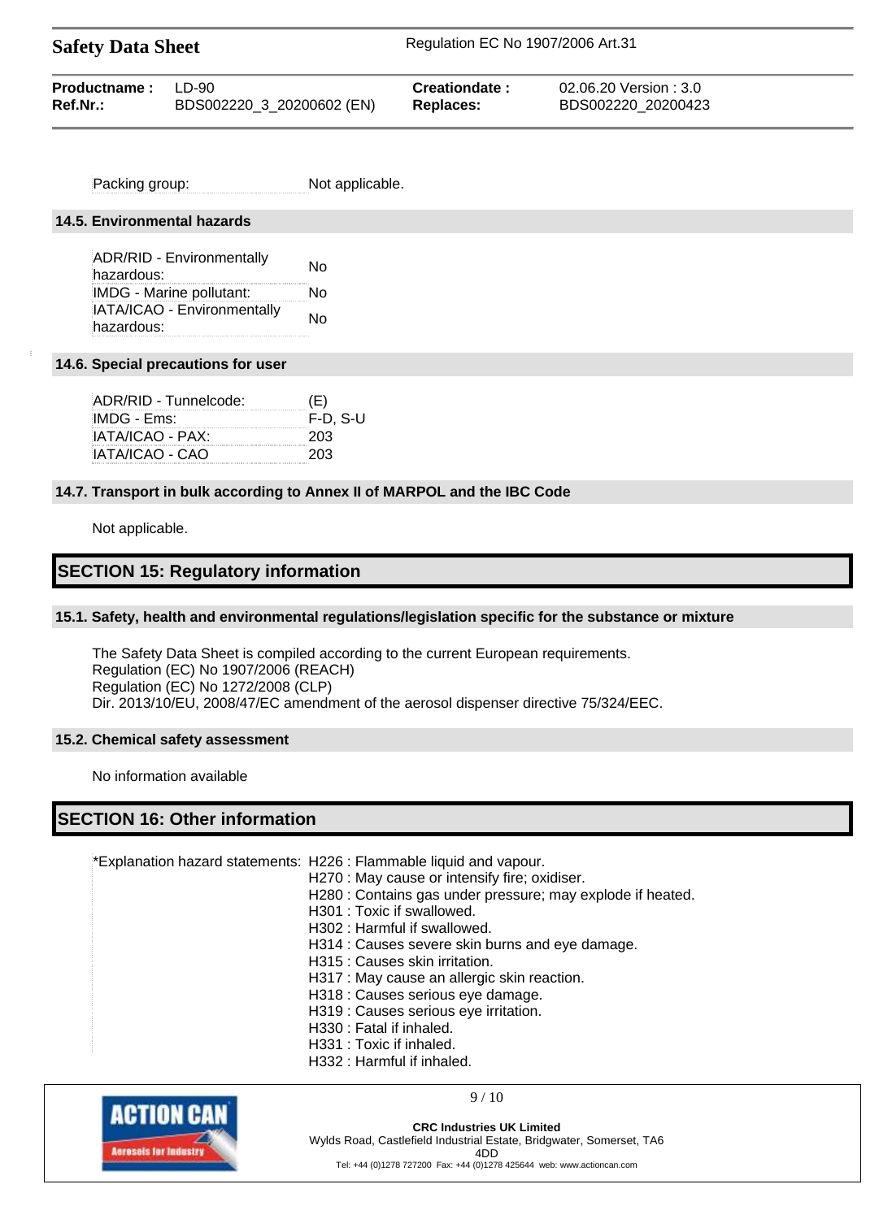| | |
|---|---|
| Packing group: | Not applicable. |

### 14.5. Environmental hazards

| | |
|---|---|
| ADR/RID - Environmentally hazardous: | No |
| IMDG - Marine pollutant: | No |
| IATA/ICAO - Environmentally hazardous: | No |

### 14.6. Special precautions for user

| | |
|---|---|
| ADR/RID - Tunnelcode: | (E) |
| IMDG - Ems: | F-D, S-U |
| IATA/ICAO - PAX: | 203 |
| IATA/ICAO - CAO | 203 |

### 14.7. Transport in bulk according to Annex II of MARPOL and the IBC Code

Not applicable.

## SECTION 15: Regulatory information

### 15.1. Safety, health and environmental regulations/legislation specific for the substance or mixture

The Safety Data Sheet is compiled according to the current European requirements.
Regulation (EC) No 1907/2006 (REACH)
Regulation (EC) No 1272/2008 (CLP)
Dir. 2013/10/EU, 2008/47/EC amendment of the aerosol dispenser directive 75/324/EEC.

### 15.2. Chemical safety assessment

No information available

## SECTION 16: Other information

*Explanation hazard statements:
- H226 : Flammable liquid and vapour.
- H270 : May cause or intensify fire; oxidiser.
- H280 : Contains gas under pressure; may explode if heated.
- H301 : Toxic if swallowed.
- H302 : Harmful if swallowed.
- H314 : Causes severe skin burns and eye damage.
- H315 : Causes skin irritation.
- H317 : May cause an allergic skin reaction.
- H318 : Causes serious eye damage.
- H319 : Causes serious eye irritation.
- H330 : Fatal if inhaled.
- H331 : Toxic if inhaled.
- H332 : Harmful if inhaled.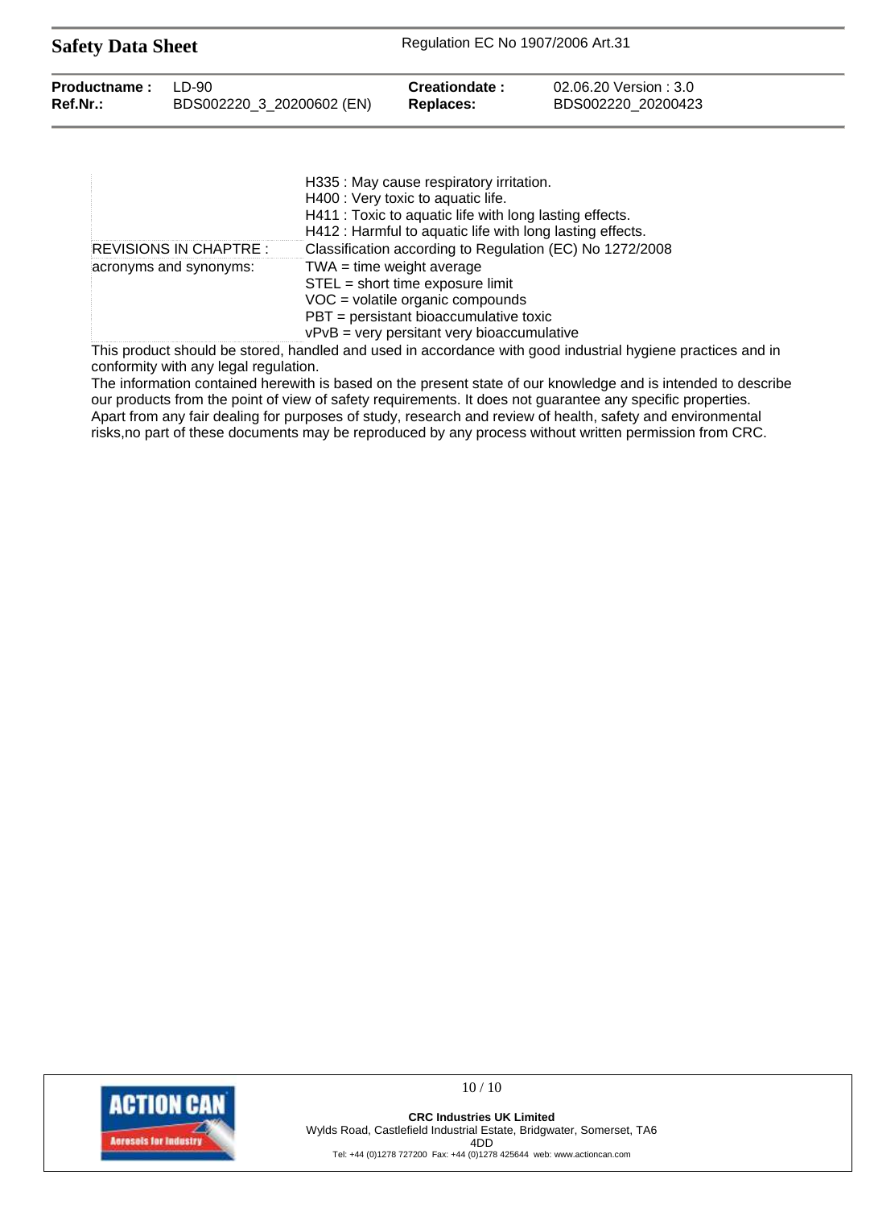| | |
|---|---|
| | H335 : May cause respiratory irritation.<br>H400 : Very toxic to aquatic life.<br>H411 : Toxic to aquatic life with long lasting effects.<br>H412 : Harmful to aquatic life with long lasting effects. |
| REVISIONS IN CHAPTRE : | Classification according to Regulation (EC) No 1272/2008 |
| acronyms and synonyms: | TWA = time weight average<br>STEL = short time exposure limit<br>VOC = volatile organic compounds<br>PBT = persistant bioaccumulative toxic<br>vPvB = very persitant very bioaccumulative |

This product should be stored, handled and used in accordance with good industrial hygiene practices and in conformity with any legal regulation.
The information contained herewith is based on the present state of our knowledge and is intended to describe our products from the point of view of safety requirements. It does not guarantee any specific properties.
Apart from any fair dealing for purposes of study, research and review of health, safety and environmental risks,no part of these documents may be reproduced by any process without written permission from CRC.